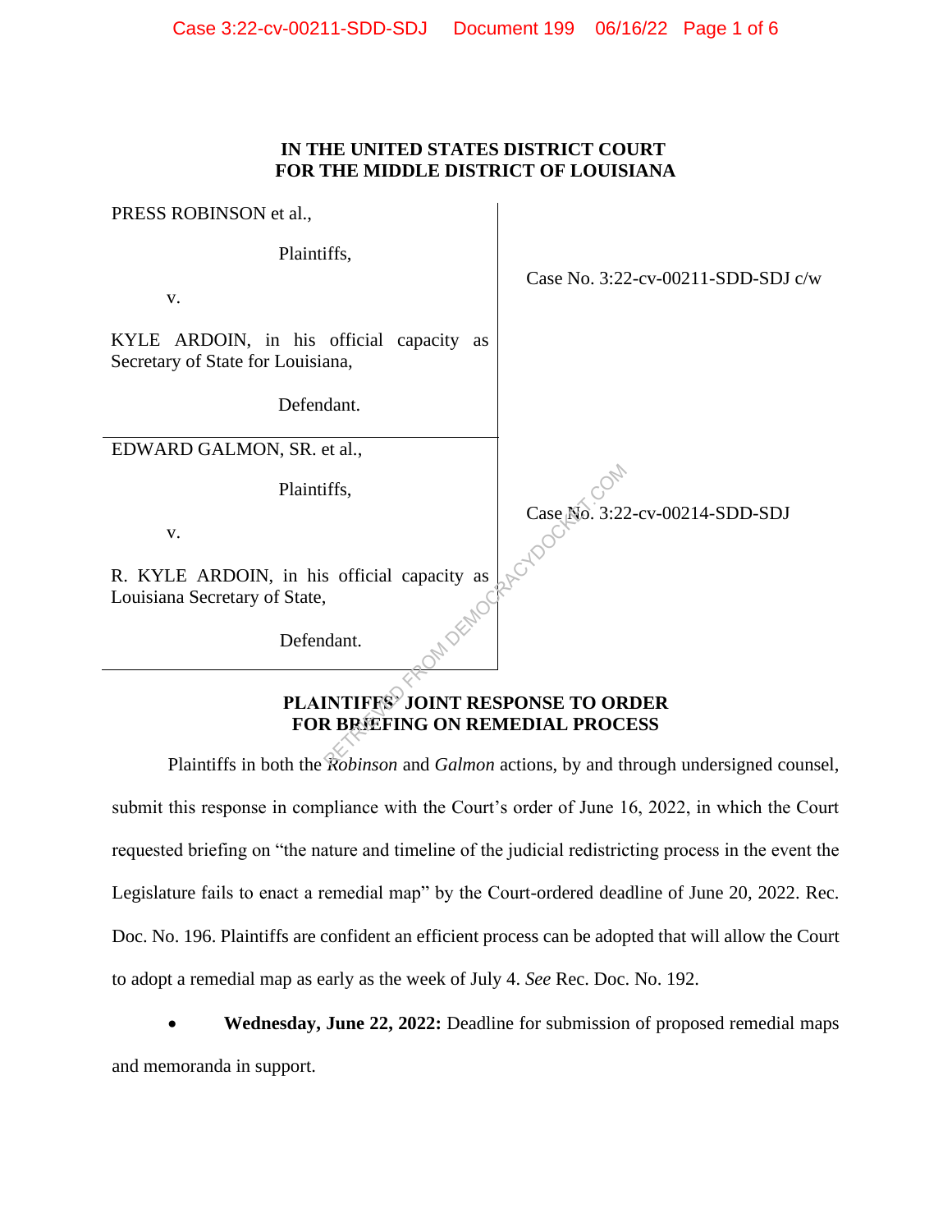**IN THE UNITED STATES DISTRICT COURT**
**FOR THE MIDDLE DISTRICT OF LOUISIANA**

| | |
|---|---|
| PRESS ROBINSON et al.,<br><br>Plaintiffs,<br><br>v.<br><br>KYLE ARDOIN, in his official capacity as Secretary of State for Louisiana,<br><br>Defendant. | Case No. 3:22-cv-00211-SDD-SDJ c/w |
| EDWARD GALMON, SR. et al.,<br><br>Plaintiffs,<br><br>v.<br><br>R. KYLE ARDOIN, in his official capacity as Louisiana Secretary of State,<br><br>Defendant. | Case No. 3:22-cv-00214-SDD-SDJ |

**PLAINTIFFS' JOINT RESPONSE TO ORDER FOR BRIEFING ON REMEDIAL PROCESS**

Plaintiffs in both the *Robinson* and *Galmon* actions, by and through undersigned counsel, submit this response in compliance with the Court's order of June 16, 2022, in which the Court requested briefing on "the nature and timeline of the judicial redistricting process in the event the Legislature fails to enact a remedial map" by the Court-ordered deadline of June 20, 2022. Rec. Doc. No. 196. Plaintiffs are confident an efficient process can be adopted that will allow the Court to adopt a remedial map as early as the week of July 4. *See* Rec. Doc. No. 192.

- **Wednesday, June 22, 2022:** Deadline for submission of proposed remedial maps and memoranda in support.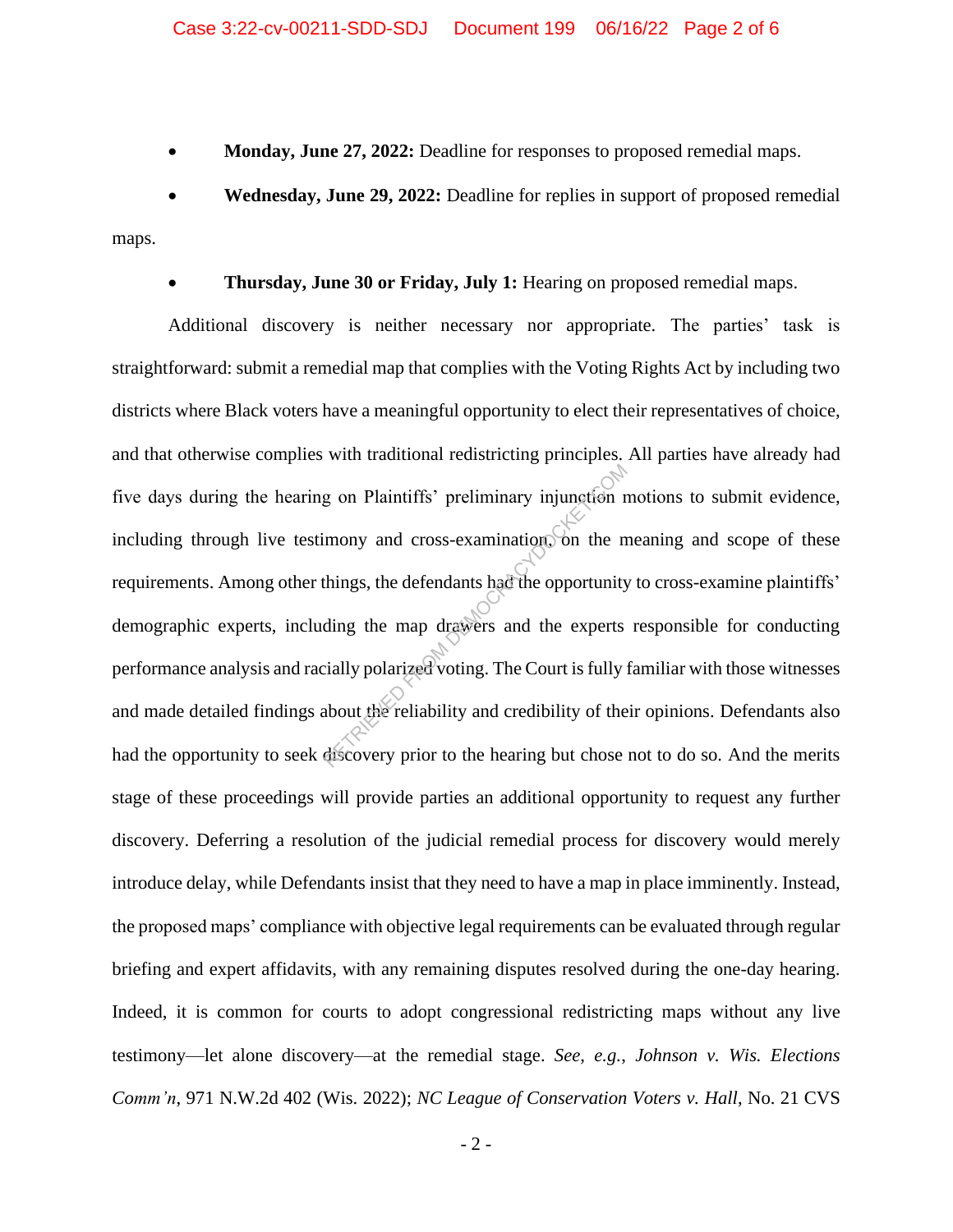- **Monday, June 27, 2022:** Deadline for responses to proposed remedial maps.
- **Wednesday, June 29, 2022:** Deadline for replies in support of proposed remedial maps.
- **Thursday, June 30 or Friday, July 1:** Hearing on proposed remedial maps.

Additional discovery is neither necessary nor appropriate. The parties' task is straightforward: submit a remedial map that complies with the Voting Rights Act by including two districts where Black voters have a meaningful opportunity to elect their representatives of choice, and that otherwise complies with traditional redistricting principles. All parties have already had five days during the hearing on Plaintiffs' preliminary injunction motions to submit evidence, including through live testimony and cross-examination, on the meaning and scope of these requirements. Among other things, the defendants had the opportunity to cross-examine plaintiffs' demographic experts, including the map drawers and the experts responsible for conducting performance analysis and racially polarized voting. The Court is fully familiar with those witnesses and made detailed findings about the reliability and credibility of their opinions. Defendants also had the opportunity to seek discovery prior to the hearing but chose not to do so. And the merits stage of these proceedings will provide parties an additional opportunity to request any further discovery. Deferring a resolution of the judicial remedial process for discovery would merely introduce delay, while Defendants insist that they need to have a map in place imminently. Instead, the proposed maps' compliance with objective legal requirements can be evaluated through regular briefing and expert affidavits, with any remaining disputes resolved during the one-day hearing. Indeed, it is common for courts to adopt congressional redistricting maps without any live testimony—let alone discovery—at the remedial stage. *See, e.g.*, *Johnson v. Wis. Elections Comm'n*, 971 N.W.2d 402 (Wis. 2022); *NC League of Conservation Voters v. Hall*, No. 21 CVS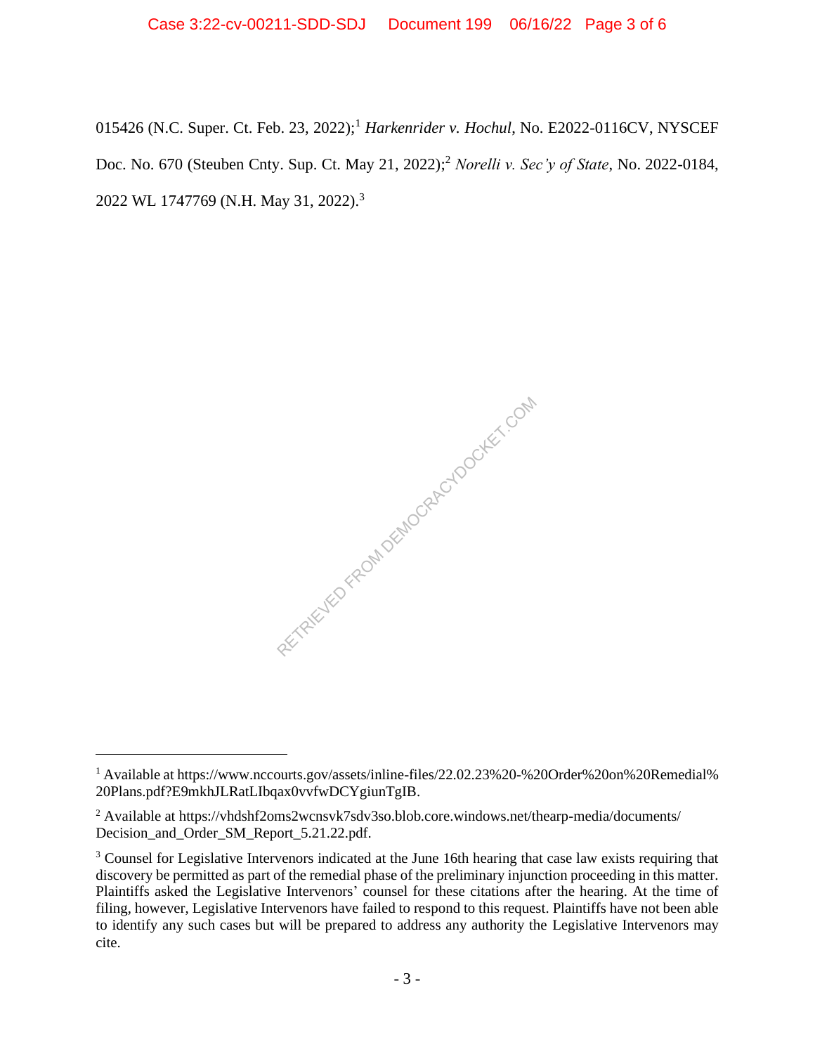015426 (N.C. Super. Ct. Feb. 23, 2022);[1] *Harkenrider v. Hochul*, No. E2022-0116CV, NYSCEF Doc. No. 670 (Steuben Cnty. Sup. Ct. May 21, 2022);[2] *Norelli v. Sec'y of State*, No. 2022-0184, 2022 WL 1747769 (N.H. May 31, 2022).[3]

---

[1] Available at https://www.nccourts.gov/assets/inline-files/22.02.23%20-%20Order%20on%20Remedial%20Plans.pdf?E9mkhJLRatLIbqax0vvfwDCYgiunTgIB.

[2] Available at https://vhdshf2oms2wcnsvk7sdv3so.blob.core.windows.net/thearp-media/documents/Decision_and_Order_SM_Report_5.21.22.pdf.

[3] Counsel for Legislative Intervenors indicated at the June 16th hearing that case law exists requiring that discovery be permitted as part of the remedial phase of the preliminary injunction proceeding in this matter. Plaintiffs asked the Legislative Intervenors' counsel for these citations after the hearing. At the time of filing, however, Legislative Intervenors have failed to respond to this request. Plaintiffs have not been able to identify any such cases but will be prepared to address any authority the Legislative Intervenors may cite.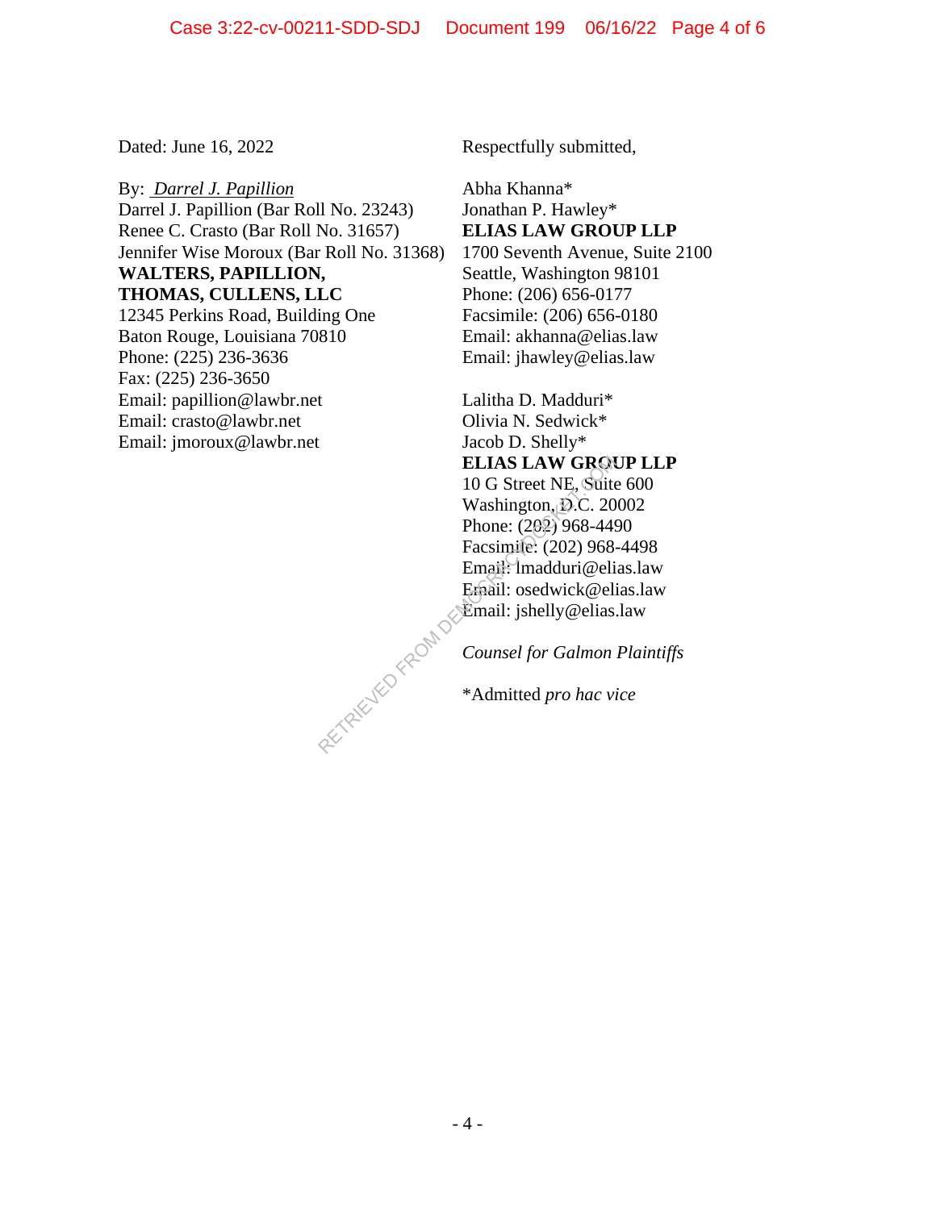Dated: June 16, 2022

By: _Darrel J. Papillion_
Darrel J. Papillion (Bar Roll No. 23243)
Renee C. Crasto (Bar Roll No. 31657)
Jennifer Wise Moroux (Bar Roll No. 31368)
**WALTERS, PAPILLION, THOMAS, CULLENS, LLC**
12345 Perkins Road, Building One
Baton Rouge, Louisiana 70810
Phone: (225) 236-3636
Fax: (225) 236-3650
Email: papillion@lawbr.net
Email: crasto@lawbr.net
Email: jmoroux@lawbr.net

Respectfully submitted,

Abha Khanna*
Jonathan P. Hawley*
**ELIAS LAW GROUP LLP**
1700 Seventh Avenue, Suite 2100
Seattle, Washington 98101
Phone: (206) 656-0177
Facsimile: (206) 656-0180
Email: akhanna@elias.law
Email: jhawley@elias.law

Lalitha D. Madduri*
Olivia N. Sedwick*
Jacob D. Shelly*
**ELIAS LAW GROUP LLP**
10 G Street NE, Suite 600
Washington, D.C. 20002
Phone: (202) 968-4490
Facsimile: (202) 968-4498
Email: lmadduri@elias.law
Email: osedwick@elias.law
Email: jshelly@elias.law

*Counsel for Galmon Plaintiffs*

*Admitted *pro hac vice*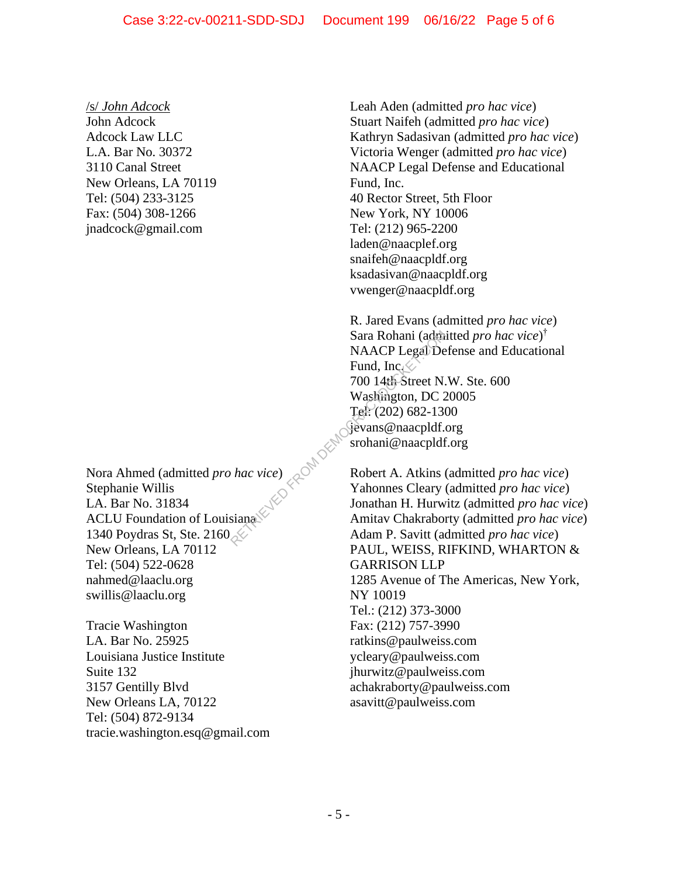/s/ *John Adcock*
John Adcock
Adcock Law LLC
L.A. Bar No. 30372
3110 Canal Street
New Orleans, LA 70119
Tel: (504) 233-3125
Fax: (504) 308-1266
jnadcock@gmail.com

Leah Aden (admitted *pro hac vice*)
Stuart Naifeh (admitted *pro hac vice*)
Kathryn Sadasivan (admitted *pro hac vice*)
Victoria Wenger (admitted *pro hac vice*)
NAACP Legal Defense and Educational Fund, Inc.
40 Rector Street, 5th Floor
New York, NY 10006
Tel: (212) 965-2200
laden@naacplef.org
snaifeh@naacpldf.org
ksadasivan@naacpldf.org
vwenger@naacpldf.org

R. Jared Evans (admitted *pro hac vice*)
Sara Rohani (admitted *pro hac vice*)†
NAACP Legal Defense and Educational Fund, Inc.
700 14th Street N.W. Ste. 600
Washington, DC 20005
Tel: (202) 682-1300
jevans@naacpldf.org
srohani@naacpldf.org

Nora Ahmed (admitted *pro hac vice*)
Stephanie Willis
LA. Bar No. 31834
ACLU Foundation of Louisiana
1340 Poydras St, Ste. 2160
New Orleans, LA 70112
Tel: (504) 522-0628
nahmed@laaclu.org
swillis@laaclu.org

Tracie Washington
LA. Bar No. 25925
Louisiana Justice Institute
Suite 132
3157 Gentilly Blvd
New Orleans LA, 70122
Tel: (504) 872-9134
tracie.washington.esq@gmail.com

Robert A. Atkins (admitted *pro hac vice*)
Yahonnes Cleary (admitted *pro hac vice*)
Jonathan H. Hurwitz (admitted *pro hac vice*)
Amitav Chakraborty (admitted *pro hac vice*)
Adam P. Savitt (admitted *pro hac vice*)
PAUL, WEISS, RIFKIND, WHARTON & GARRISON LLP
1285 Avenue of The Americas, New York, NY 10019
Tel.: (212) 373-3000
Fax: (212) 757-3990
ratkins@paulweiss.com
ycleary@paulweiss.com
jhurwitz@paulweiss.com
achakraborty@paulweiss.com
asavitt@paulweiss.com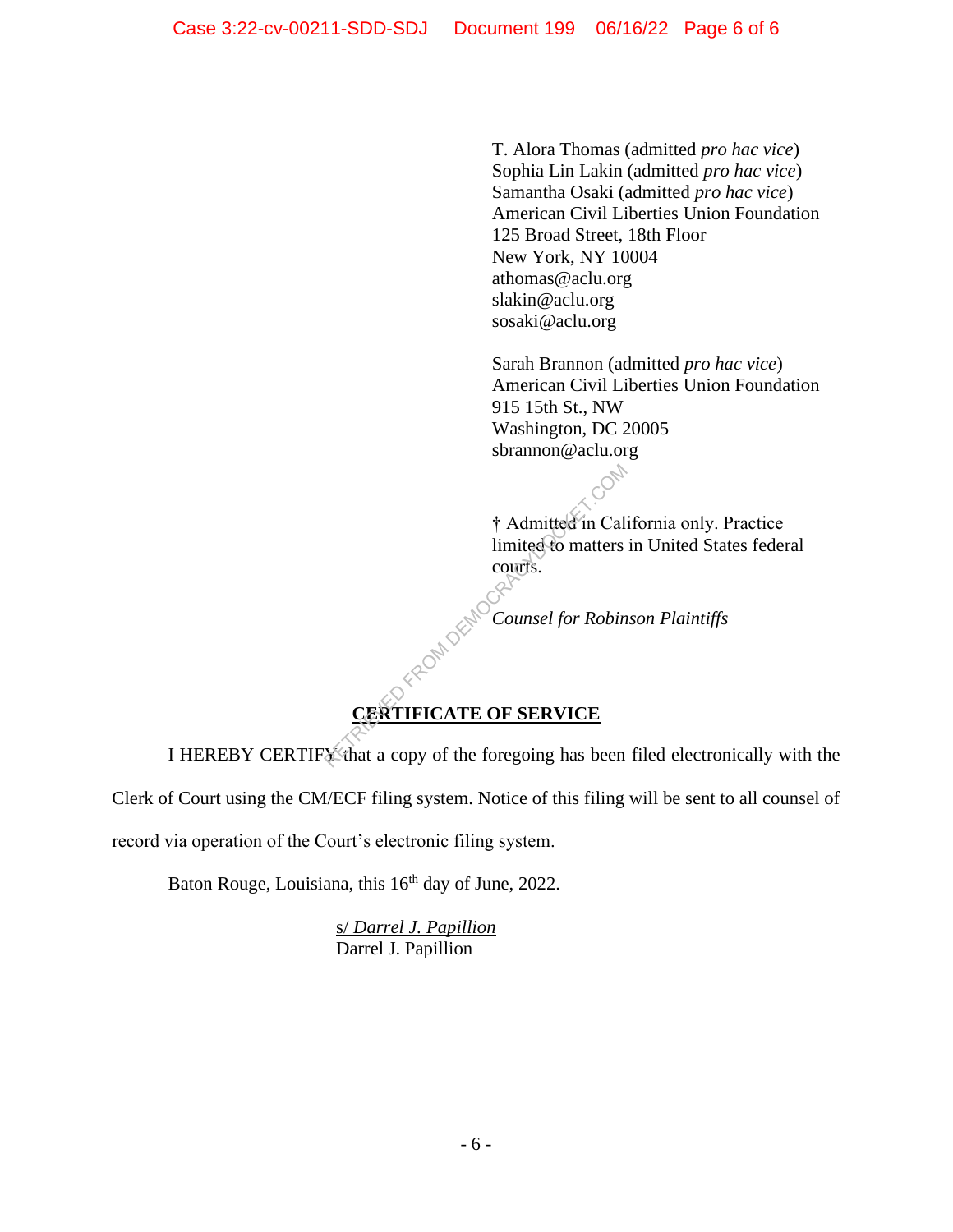T. Alora Thomas (admitted *pro hac vice*)
Sophia Lin Lakin (admitted *pro hac vice*)
Samantha Osaki (admitted *pro hac vice*)
American Civil Liberties Union Foundation
125 Broad Street, 18th Floor
New York, NY 10004
athomas@aclu.org
slakin@aclu.org
sosaki@aclu.org

Sarah Brannon (admitted *pro hac vice*)
American Civil Liberties Union Foundation
915 15th St., NW
Washington, DC 20005
sbrannon@aclu.org

† Admitted in California only. Practice limited to matters in United States federal courts.

*Counsel for Robinson Plaintiffs*

## **CERTIFICATE OF SERVICE**

I HEREBY CERTIFY that a copy of the foregoing has been filed electronically with the Clerk of Court using the CM/ECF filing system. Notice of this filing will be sent to all counsel of record via operation of the Court's electronic filing system.

Baton Rouge, Louisiana, this 16th day of June, 2022.

s/ *Darrel J. Papillion*
Darrel J. Papillion